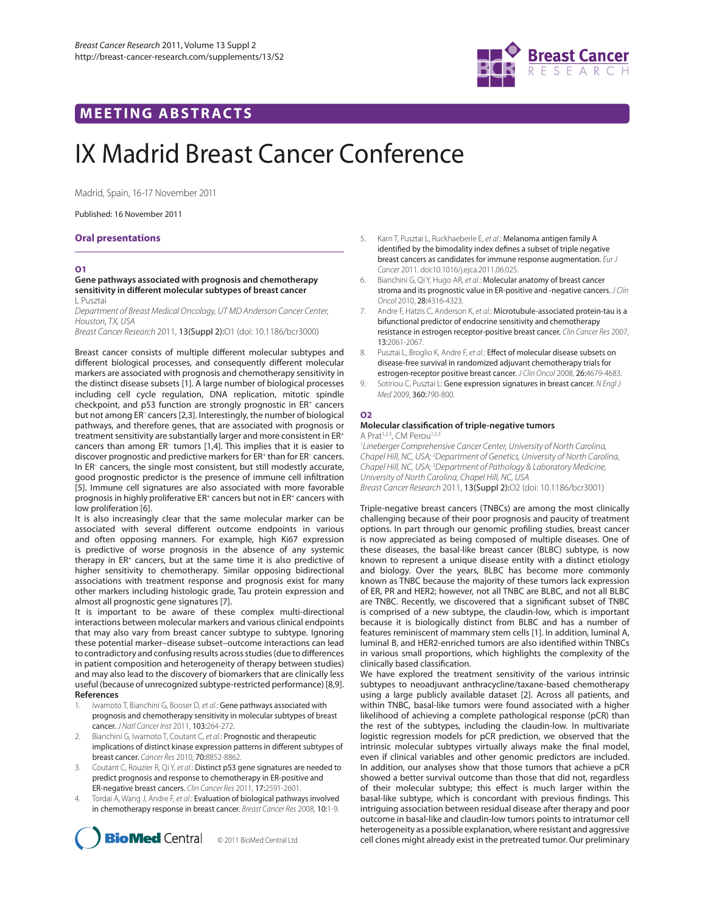# MEETING ABSTRACTS

# IX Madrid Breast Cancer Conference

Madrid, Spain, 16-17 November 2011

Published: 16 November 2011

## Oral presentations

### O1

**Gene pathways associated with prognosis and chemotherapy sensitivity in different molecular subtypes of breast cancer**

L Pusztai

*Department of Breast Medical Oncology, UT MD Anderson Cancer Center, Houston, TX, USA*

*Breast Cancer Research* 2011, **13(Suppl 2):**O1 (doi: 10.1186/bcr3000)

Breast cancer consists of multiple different molecular subtypes and different biological processes, and consequently different molecular markers are associated with prognosis and chemotherapy sensitivity in the distinct disease subsets [1]. A large number of biological processes including cell cycle regulation, DNA replication, mitotic spindle checkpoint, and p53 function are strongly prognostic in ER$^+$ cancers but not among ER$^-$ cancers [2,3]. Interestingly, the number of biological pathways, and therefore genes, that are associated with prognosis or treatment sensitivity are substantially larger and more consistent in ER$^+$ cancers than among ER$^-$ tumors [1,4]. This implies that it is easier to discover prognostic and predictive markers for ER$^+$ than for ER$^-$ cancers. In ER$^-$ cancers, the single most consistent, but still modestly accurate, good prognostic predictor is the presence of immune cell infiltration [5]. Immune cell signatures are also associated with more favorable prognosis in highly proliferative ER$^+$ cancers but not in ER$^+$ cancers with low proliferation [6].

It is also increasingly clear that the same molecular marker can be associated with several different outcome endpoints in various and often opposing manners. For example, high Ki67 expression is predictive of worse prognosis in the absence of any systemic therapy in ER$^+$ cancers, but at the same time it is also predictive of higher sensitivity to chemotherapy. Similar opposing bidirectional associations with treatment response and prognosis exist for many other markers including histologic grade, Tau protein expression and almost all prognostic gene signatures [7].

It is important to be aware of these complex multi-directional interactions between molecular markers and various clinical endpoints that may also vary from breast cancer subtype to subtype. Ignoring these potential marker–disease subset–outcome interactions can lead to contradictory and confusing results across studies (due to differences in patient composition and heterogeneity of therapy between studies) and may also lead to the discovery of biomarkers that are clinically less useful (because of unrecognized subtype-restricted performance) [8,9].

**References**

1. Iwamoto T, Bianchini G, Booser D, *et al.*: **Gene pathways associated with prognosis and chemotherapy sensitivity in molecular subtypes of breast cancer.** *J Natl Cancer Inst* 2011, **103:**264-272.
2. Bianchini G, Iwamoto T, Coutant C, *et al.*: **Prognostic and therapeutic implications of distinct kinase expression patterns in different subtypes of breast cancer.** *Cancer Res* 2010, **70:**8852-8862.
3. Coutant C, Rouzier R, Qi Y, *et al.*: **Distinct p53 gene signatures are needed to predict prognosis and response to chemotherapy in ER-positive and ER-negative breast cancers.** *Clin Cancer Res* 2011, **17:**2591-2601.
4. Tordai A, Wang J, Andre F, *et al.*: **Evaluation of biological pathways involved in chemotherapy response in breast cancer.** *Breast Cancer Res* 2008, **10:**1-9.
5. Karn T, Pusztai L, Ruckhaeberle E, *et al.*: **Melanoma antigen family A identified by the bimodality index defines a subset of triple negative breast cancers as candidates for immune response augmentation.** *Eur J Cancer* 2011. doi:10.1016/j.ejca.2011.06.025.
6. Bianchini G, Qi Y, Hugo AR, *et al.*: **Molecular anatomy of breast cancer stroma and its prognostic value in ER-positive and -negative cancers.** *J Clin Oncol* 2010, **28:**4316-4323.
7. Andre F, Hatzis C, Anderson K, *et al.*: **Microtubule-associated protein-tau is a bifunctional predictor of endocrine sensitivity and chemotherapy resistance in estrogen receptor-positive breast cancer.** *Clin Cancer Res* 2007, **13:**2061-2067.
8. Pusztai L, Broglio K, Andre F, *et al.*: **Effect of molecular disease subsets on disease-free survival in randomized adjuvant chemotherapy trials for estrogen-receptor positive breast cancer.** *J Clin Oncol* 2008, **26:**4679-4683.
9. Sotiriou C, Pusztai L: **Gene expression signatures in breast cancer.** *N Engl J Med* 2009, **360:**790-800.

### O2

**Molecular classification of triple-negative tumors**

A Prat[1,2,3], CM Perou[1,2,3]

[1]*Lineberger Comprehensive Cancer Center, University of North Carolina, Chapel Hill, NC, USA;* [2]*Department of Genetics, University of North Carolina, Chapel Hill, NC, USA;* [3]*Department of Pathology & Laboratory Medicine, University of North Carolina, Chapel Hill, NC, USA*

*Breast Cancer Research* 2011, **13(Suppl 2):**O2 (doi: 10.1186/bcr3001)

Triple-negative breast cancers (TNBCs) are among the most clinically challenging because of their poor prognosis and paucity of treatment options. In part through our genomic profiling studies, breast cancer is now appreciated as being composed of multiple diseases. One of these diseases, the basal-like breast cancer (BLBC) subtype, is now known to represent a unique disease entity with a distinct etiology and biology. Over the years, BLBC has become more commonly known as TNBC because the majority of these tumors lack expression of ER, PR and HER2; however, not all TNBC are BLBC, and not all BLBC are TNBC. Recently, we discovered that a significant subset of TNBC is comprised of a new subtype, the claudin-low, which is important because it is biologically distinct from BLBC and has a number of features reminiscent of mammary stem cells [1]. In addition, luminal A, luminal B, and HER2-enriched tumors are also identified within TNBCs in various small proportions, which highlights the complexity of the clinically based classification.

We have explored the treatment sensitivity of the various intrinsic subtypes to neoadjuvant anthracycline/taxane-based chemotherapy using a large publicly available dataset [2]. Across all patients, and within TNBC, basal-like tumors were found associated with a higher likelihood of achieving a complete pathological response (pCR) than the rest of the subtypes, including the claudin-low. In multivariate logistic regression models for pCR prediction, we observed that the intrinsic molecular subtypes virtually always make the final model, even if clinical variables and other genomic predictors are included. In addition, our analyses show that those tumors that achieve a pCR showed a better survival outcome than those that did not, regardless of their molecular subtype; this effect is much larger within the basal-like subtype, which is concordant with previous findings. This intriguing association between residual disease after therapy and poor outcome in basal-like and claudin-low tumors points to intratumor cell heterogeneity as a possible explanation, where resistant and aggressive cell clones might already exist in the pretreated tumor. Our preliminary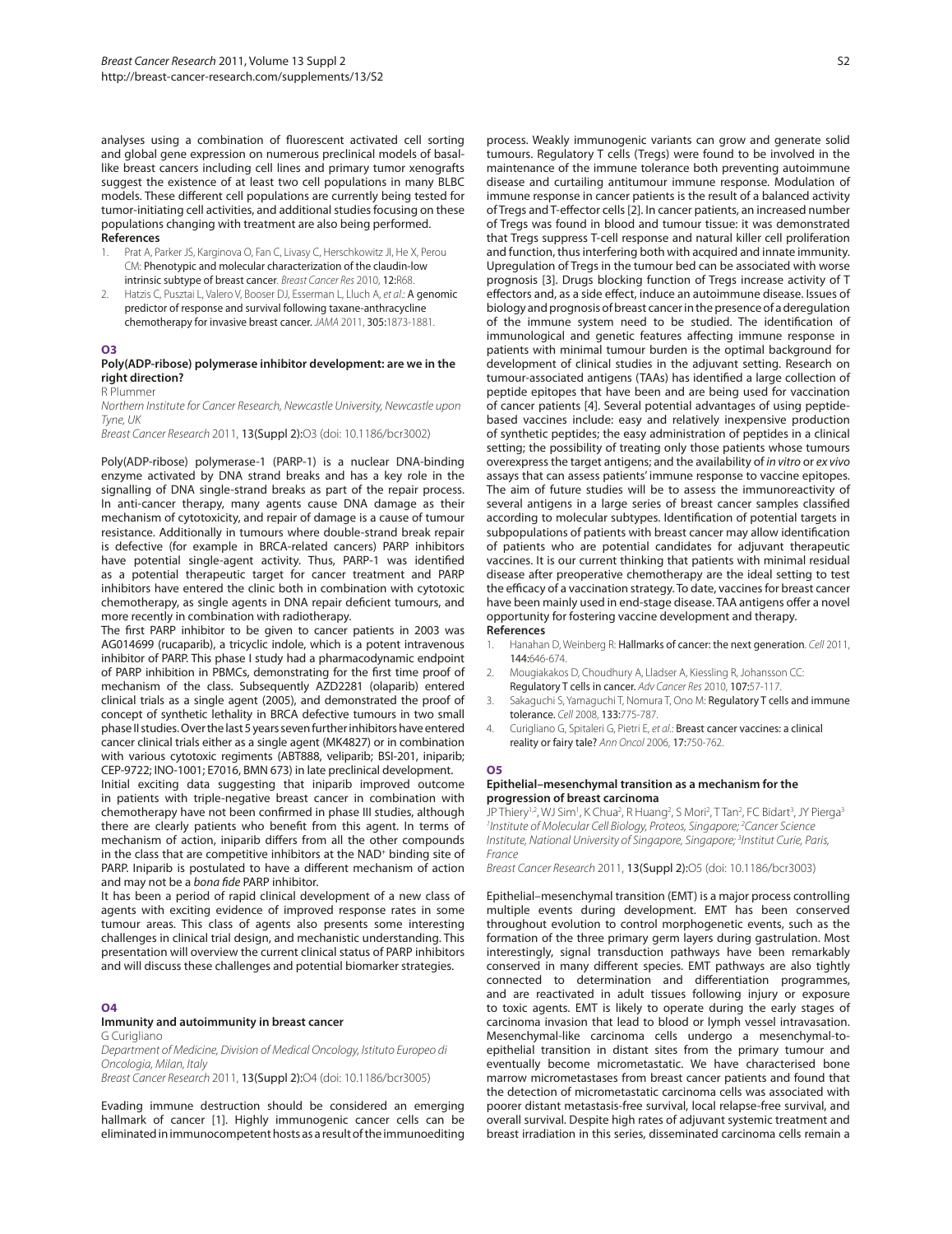analyses using a combination of fluorescent activated cell sorting and global gene expression on numerous preclinical models of basal-like breast cancers including cell lines and primary tumor xenografts suggest the existence of at least two cell populations in many BLBC models. These different cell populations are currently being tested for tumor-initiating cell activities, and additional studies focusing on these populations changing with treatment are also being performed.

**References**

1. Prat A, Parker JS, Karginova O, Fan C, Livasy C, Herschkowitz JI, He X, Perou CM: Phenotypic and molecular characterization of the claudin-low intrinsic subtype of breast cancer. *Breast Cancer Res* 2010, **12:**R68.
2. Hatzis C, Pusztai L, Valero V, Booser DJ, Esserman L, Lluch A, *et al.*: A genomic predictor of response and survival following taxane-anthracycline chemotherapy for invasive breast cancer. *JAMA* 2011, **305:**1873-1881.

## O3

### Poly(ADP-ribose) polymerase inhibitor development: are we in the right direction?

R Plummer

*Northern Institute for Cancer Research, Newcastle University, Newcastle upon Tyne, UK*

*Breast Cancer Research* 2011, **13(Suppl 2):**O3 (doi: 10.1186/bcr3002)

Poly(ADP-ribose) polymerase-1 (PARP-1) is a nuclear DNA-binding enzyme activated by DNA strand breaks and has a key role in the signalling of DNA single-strand breaks as part of the repair process. In anti-cancer therapy, many agents cause DNA damage as their mechanism of cytotoxicity, and repair of damage is a cause of tumour resistance. Additionally in tumours where double-strand break repair is defective (for example in BRCA-related cancers) PARP inhibitors have potential single-agent activity. Thus, PARP-1 was identified as a potential therapeutic target for cancer treatment and PARP inhibitors have entered the clinic both in combination with cytotoxic chemotherapy, as single agents in DNA repair deficient tumours, and more recently in combination with radiotherapy.

The first PARP inhibitor to be given to cancer patients in 2003 was AG014699 (rucaparib), a tricyclic indole, which is a potent intravenous inhibitor of PARP. This phase I study had a pharmacodynamic endpoint of PARP inhibition in PBMCs, demonstrating for the first time proof of mechanism of the class. Subsequently AZD2281 (olaparib) entered clinical trials as a single agent (2005), and demonstrated the proof of concept of synthetic lethality in BRCA defective tumours in two small phase II studies. Over the last 5 years seven further inhibitors have entered cancer clinical trials either as a single agent (MK4827) or in combination with various cytotoxic regiments (ABT888, veliparib; BSI-201, iniparib; CEP-9722; INO-1001; E7016, BMN 673) in late preclinical development.

Initial exciting data suggesting that iniparib improved outcome in patients with triple-negative breast cancer in combination with chemotherapy have not been confirmed in phase III studies, although there are clearly patients who benefit from this agent. In terms of mechanism of action, iniparib differs from all the other compounds in the class that are competitive inhibitors at the NAD+ binding site of PARP. Iniparib is postulated to have a different mechanism of action and may not be a *bona fide* PARP inhibitor.

It has been a period of rapid clinical development of a new class of agents with exciting evidence of improved response rates in some tumour areas. This class of agents also presents some interesting challenges in clinical trial design, and mechanistic understanding. This presentation will overview the current clinical status of PARP inhibitors and will discuss these challenges and potential biomarker strategies.

## O4

### Immunity and autoimmunity in breast cancer

G Curigliano

*Department of Medicine, Division of Medical Oncology, Istituto Europeo di Oncologia, Milan, Italy*

*Breast Cancer Research* 2011, **13(Suppl 2):**O4 (doi: 10.1186/bcr3005)

Evading immune destruction should be considered an emerging hallmark of cancer [1]. Highly immunogenic cancer cells can be eliminated in immunocompetent hosts as a result of the immunoediting process. Weakly immunogenic variants can grow and generate solid tumours. Regulatory T cells (Tregs) were found to be involved in the maintenance of the immune tolerance both preventing autoimmune disease and curtailing antitumour immune response. Modulation of immune response in cancer patients is the result of a balanced activity of Tregs and T-effector cells [2]. In cancer patients, an increased number of Tregs was found in blood and tumour tissue: it was demonstrated that Tregs suppress T-cell response and natural killer cell proliferation and function, thus interfering both with acquired and innate immunity. Upregulation of Tregs in the tumour bed can be associated with worse prognosis [3]. Drugs blocking function of Tregs increase activity of T effectors and, as a side effect, induce an autoimmune disease. Issues of biology and prognosis of breast cancer in the presence of a deregulation of the immune system need to be studied. The identification of immunological and genetic features affecting immune response in patients with minimal tumour burden is the optimal background for development of clinical studies in the adjuvant setting. Research on tumour-associated antigens (TAAs) has identified a large collection of peptide epitopes that have been and are being used for vaccination of cancer patients [4]. Several potential advantages of using peptide-based vaccines include: easy and relatively inexpensive production of synthetic peptides; the easy administration of peptides in a clinical setting; the possibility of treating only those patients whose tumours overexpress the target antigens; and the availability of *in vitro* or *ex vivo* assays that can assess patients' immune response to vaccine epitopes. The aim of future studies will be to assess the immunoreactivity of several antigens in a large series of breast cancer samples classified according to molecular subtypes. Identification of potential targets in subpopulations of patients with breast cancer may allow identification of patients who are potential candidates for adjuvant therapeutic vaccines. It is our current thinking that patients with minimal residual disease after preoperative chemotherapy are the ideal setting to test the efficacy of a vaccination strategy. To date, vaccines for breast cancer have been mainly used in end-stage disease. TAA antigens offer a novel opportunity for fostering vaccine development and therapy.

**References**

1. Hanahan D, Weinberg R: Hallmarks of cancer: the next generation. *Cell* 2011, **144:**646-674.
2. Mougiakakos D, Choudhury A, Lladser A, Kiessling R, Johansson CC: Regulatory T cells in cancer. *Adv Cancer Res* 2010, **107:**57-117.
3. Sakaguchi S, Yamaguchi T, Nomura T, Ono M: Regulatory T cells and immune tolerance. *Cell* 2008, **133:**775-787.
4. Curigliano G, Spitaleri G, Pietri E, *et al.*: Breast cancer vaccines: a clinical reality or fairy tale? *Ann Oncol* 2006, **17:**750-762.

## O5

### Epithelial–mesenchymal transition as a mechanism for the progression of breast carcinoma

JP Thiery[1,2], WJ Sim[1], K Chua[2], R Huang[2], S Mori[2], T Tan[2], FC Bidart[3], JY Pierga[3]

[1]*Institute of Molecular Cell Biology, Proteos, Singapore;* [2]*Cancer Science Institute, National University of Singapore, Singapore;* [3]*Institut Curie, Paris, France*

*Breast Cancer Research* 2011, **13(Suppl 2):**O5 (doi: 10.1186/bcr3003)

Epithelial–mesenchymal transition (EMT) is a major process controlling multiple events during development. EMT has been conserved throughout evolution to control morphogenetic events, such as the formation of the three primary germ layers during gastrulation. Most interestingly, signal transduction pathways have been remarkably conserved in many different species. EMT pathways are also tightly connected to determination and differentiation programmes, and are reactivated in adult tissues following injury or exposure to toxic agents. EMT is likely to operate during the early stages of carcinoma invasion that lead to blood or lymph vessel intravasation. Mesenchymal-like carcinoma cells undergo a mesenchymal-to-epithelial transition in distant sites from the primary tumour and eventually become micrometastatic. We have characterised bone marrow micrometastases from breast cancer patients and found that the detection of micrometastatic carcinoma cells was associated with poorer distant metastasis-free survival, local relapse-free survival, and overall survival. Despite high rates of adjuvant systemic treatment and breast irradiation in this series, disseminated carcinoma cells remain a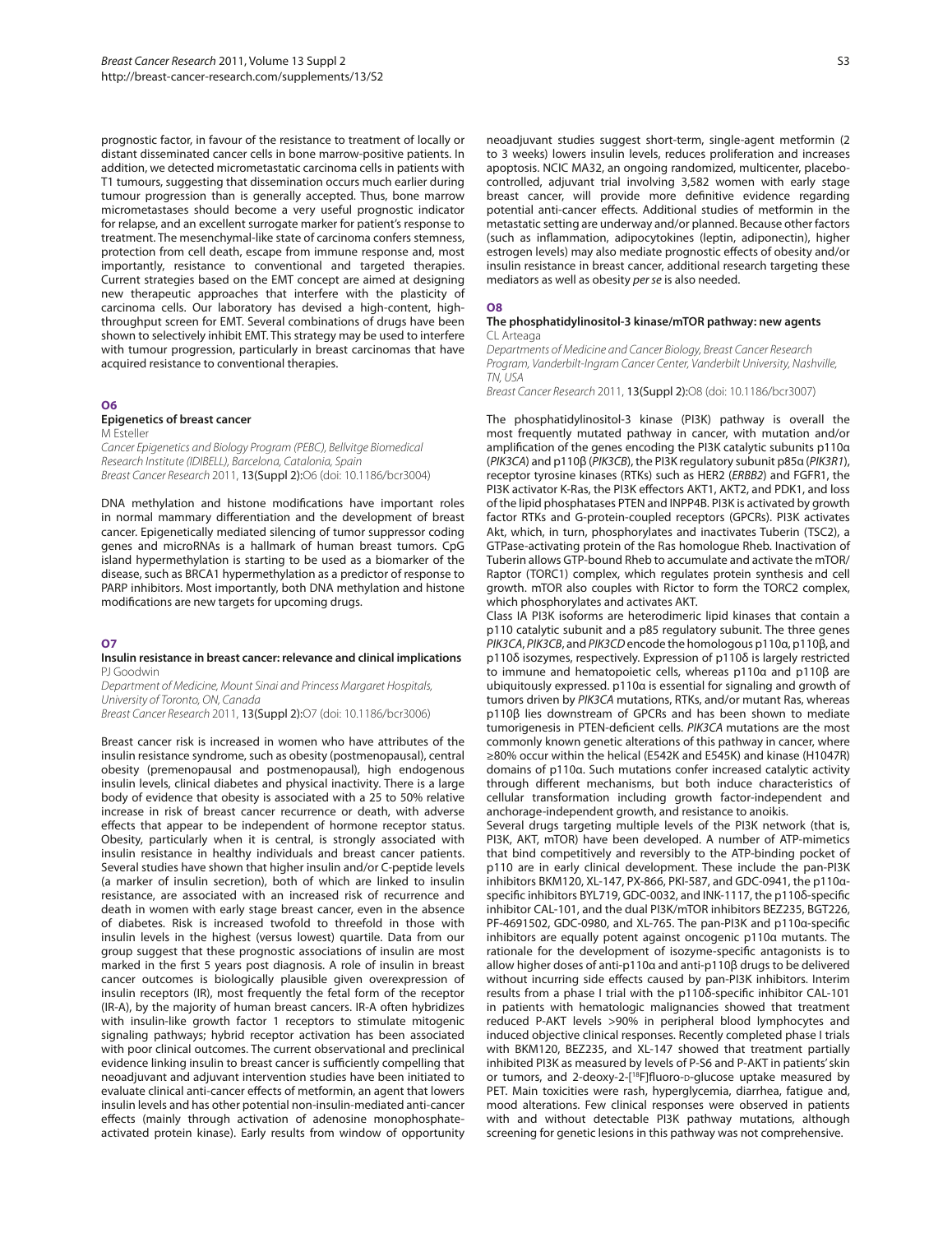prognostic factor, in favour of the resistance to treatment of locally or distant disseminated cancer cells in bone marrow-positive patients. In addition, we detected micrometastatic carcinoma cells in patients with T1 tumours, suggesting that dissemination occurs much earlier during tumour progression than is generally accepted. Thus, bone marrow micrometastases should become a very useful prognostic indicator for relapse, and an excellent surrogate marker for patient's response to treatment. The mesenchymal-like state of carcinoma confers stemness, protection from cell death, escape from immune response and, most importantly, resistance to conventional and targeted therapies. Current strategies based on the EMT concept are aimed at designing new therapeutic approaches that interfere with the plasticity of carcinoma cells. Our laboratory has devised a high-content, high-throughput screen for EMT. Several combinations of drugs have been shown to selectively inhibit EMT. This strategy may be used to interfere with tumour progression, particularly in breast carcinomas that have acquired resistance to conventional therapies.

## O6

### Epigenetics of breast cancer

M Esteller

*Cancer Epigenetics and Biology Program (PEBC), Bellvitge Biomedical Research Institute (IDIBELL), Barcelona, Catalonia, Spain*

*Breast Cancer Research* 2011, **13(Suppl 2):**O6 (doi: 10.1186/bcr3004)

DNA methylation and histone modifications have important roles in normal mammary differentiation and the development of breast cancer. Epigenetically mediated silencing of tumor suppressor coding genes and microRNAs is a hallmark of human breast tumors. CpG island hypermethylation is starting to be used as a biomarker of the disease, such as BRCA1 hypermethylation as a predictor of response to PARP inhibitors. Most importantly, both DNA methylation and histone modifications are new targets for upcoming drugs.

## O7

### Insulin resistance in breast cancer: relevance and clinical implications

PJ Goodwin

*Department of Medicine, Mount Sinai and Princess Margaret Hospitals, University of Toronto, ON, Canada*

*Breast Cancer Research* 2011, **13(Suppl 2):**O7 (doi: 10.1186/bcr3006)

Breast cancer risk is increased in women who have attributes of the insulin resistance syndrome, such as obesity (postmenopausal), central obesity (premenopausal and postmenopausal), high endogenous insulin levels, clinical diabetes and physical inactivity. There is a large body of evidence that obesity is associated with a 25 to 50% relative increase in risk of breast cancer recurrence or death, with adverse effects that appear to be independent of hormone receptor status. Obesity, particularly when it is central, is strongly associated with insulin resistance in healthy individuals and breast cancer patients. Several studies have shown that higher insulin and/or C-peptide levels (a marker of insulin secretion), both of which are linked to insulin resistance, are associated with an increased risk of recurrence and death in women with early stage breast cancer, even in the absence of diabetes. Risk is increased twofold to threefold in those with insulin levels in the highest (versus lowest) quartile. Data from our group suggest that these prognostic associations of insulin are most marked in the first 5 years post diagnosis. A role of insulin in breast cancer outcomes is biologically plausible given overexpression of insulin receptors (IR), most frequently the fetal form of the receptor (IR-A), by the majority of human breast cancers. IR-A often hybridizes with insulin-like growth factor 1 receptors to stimulate mitogenic signaling pathways; hybrid receptor activation has been associated with poor clinical outcomes. The current observational and preclinical evidence linking insulin to breast cancer is sufficiently compelling that neoadjuvant and adjuvant intervention studies have been initiated to evaluate clinical anti-cancer effects of metformin, an agent that lowers insulin levels and has other potential non-insulin-mediated anti-cancer effects (mainly through activation of adenosine monophosphate-activated protein kinase). Early results from window of opportunity neoadjuvant studies suggest short-term, single-agent metformin (2 to 3 weeks) lowers insulin levels, reduces proliferation and increases apoptosis. NCIC MA32, an ongoing randomized, multicenter, placebo-controlled, adjuvant trial involving 3,582 women with early stage breast cancer, will provide more definitive evidence regarding potential anti-cancer effects. Additional studies of metformin in the metastatic setting are underway and/or planned. Because other factors (such as inflammation, adipocytokines (leptin, adiponectin), higher estrogen levels) may also mediate prognostic effects of obesity and/or insulin resistance in breast cancer, additional research targeting these mediators as well as obesity *per se* is also needed.

## O8

### The phosphatidylinositol-3 kinase/mTOR pathway: new agents

CL Arteaga

*Departments of Medicine and Cancer Biology, Breast Cancer Research Program, Vanderbilt-Ingram Cancer Center, Vanderbilt University, Nashville, TN, USA*

*Breast Cancer Research* 2011, **13(Suppl 2):**O8 (doi: 10.1186/bcr3007)

The phosphatidylinositol-3 kinase (PI3K) pathway is overall the most frequently mutated pathway in cancer, with mutation and/or amplification of the genes encoding the PI3K catalytic subunits p110α (*PIK3CA*) and p110β (*PIK3CB*), the PI3K regulatory subunit p85α (*PIK3R1*), receptor tyrosine kinases (RTKs) such as HER2 (*ERBB2*) and FGFR1, the PI3K activator K-Ras, the PI3K effectors AKT1, AKT2, and PDK1, and loss of the lipid phosphatases PTEN and INPP4B. PI3K is activated by growth factor RTKs and G-protein-coupled receptors (GPCRs). PI3K activates Akt, which, in turn, phosphorylates and inactivates Tuberin (TSC2), a GTPase-activating protein of the Ras homologue Rheb. Inactivation of Tuberin allows GTP-bound Rheb to accumulate and activate the mTOR/Raptor (TORC1) complex, which regulates protein synthesis and cell growth. mTOR also couples with Rictor to form the TORC2 complex, which phosphorylates and activates AKT.

Class IA PI3K isoforms are heterodimeric lipid kinases that contain a p110 catalytic subunit and a p85 regulatory subunit. The three genes *PIK3CA*, *PIK3CB*, and *PIK3CD* encode the homologous p110α, p110β, and p110δ isozymes, respectively. Expression of p110δ is largely restricted to immune and hematopoietic cells, whereas p110α and p110β are ubiquitously expressed. p110α is essential for signaling and growth of tumors driven by *PIK3CA* mutations, RTKs, and/or mutant Ras, whereas p110β lies downstream of GPCRs and has been shown to mediate tumorigenesis in PTEN-deficient cells. *PIK3CA* mutations are the most commonly known genetic alterations of this pathway in cancer, where ≥80% occur within the helical (E542K and E545K) and kinase (H1047R) domains of p110α. Such mutations confer increased catalytic activity through different mechanisms, but both induce characteristics of cellular transformation including growth factor-independent and anchorage-independent growth, and resistance to anoikis.

Several drugs targeting multiple levels of the PI3K network (that is, PI3K, AKT, mTOR) have been developed. A number of ATP-mimetics that bind competitively and reversibly to the ATP-binding pocket of p110 are in early clinical development. These include the pan-PI3K inhibitors BKM120, XL-147, PX-866, PKI-587, and GDC-0941, the p110α-specific inhibitors BYL719, GDC-0032, and INK-1117, the p110δ-specific inhibitor CAL-101, and the dual PI3K/mTOR inhibitors BEZ235, BGT226, PF-4691502, GDC-0980, and XL-765. The pan-PI3K and p110α-specific inhibitors are equally potent against oncogenic p110α mutants. The rationale for the development of isozyme-specific antagonists is to allow higher doses of anti-p110α and anti-p110β drugs to be delivered without incurring side effects caused by pan-PI3K inhibitors. Interim results from a phase I trial with the p110δ-specific inhibitor CAL-101 in patients with hematologic malignancies showed that treatment reduced P-AKT levels >90% in peripheral blood lymphocytes and induced objective clinical responses. Recently completed phase I trials with BKM120, BEZ235, and XL-147 showed that treatment partially inhibited PI3K as measured by levels of P-S6 and P-AKT in patients' skin or tumors, and 2-deoxy-2-[$^{18}$F]fluoro-D-glucose uptake measured by PET. Main toxicities were rash, hyperglycemia, diarrhea, fatigue and, mood alterations. Few clinical responses were observed in patients with and without detectable PI3K pathway mutations, although screening for genetic lesions in this pathway was not comprehensive.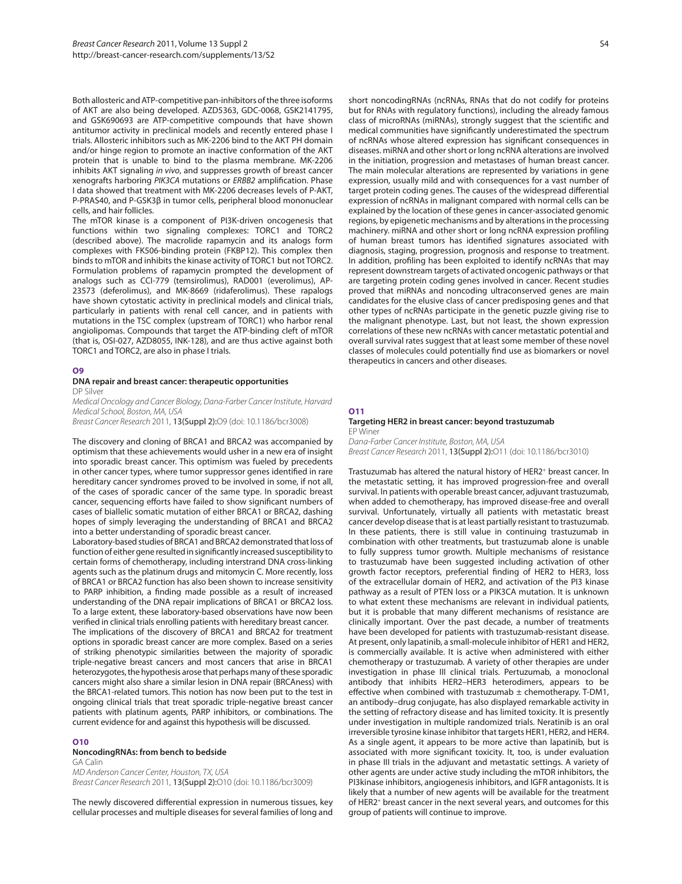Both allosteric and ATP-competitive pan-inhibitors of the three isoforms of AKT are also being developed. AZD5363, GDC-0068, GSK2141795, and GSK690693 are ATP-competitive compounds that have shown antitumor activity in preclinical models and recently entered phase I trials. Allosteric inhibitors such as MK-2206 bind to the AKT PH domain and/or hinge region to promote an inactive conformation of the AKT protein that is unable to bind to the plasma membrane. MK-2206 inhibits AKT signaling *in vivo*, and suppresses growth of breast cancer xenografts harboring *PIK3CA* mutations or *ERBB2* amplification. Phase I data showed that treatment with MK-2206 decreases levels of P-AKT, P-PRAS40, and P-GSK3β in tumor cells, peripheral blood mononuclear cells, and hair follicles.

The mTOR kinase is a component of PI3K-driven oncogenesis that functions within two signaling complexes: TORC1 and TORC2 (described above). The macrolide rapamycin and its analogs form complexes with FK506-binding protein (FKBP12). This complex then binds to mTOR and inhibits the kinase activity of TORC1 but not TORC2. Formulation problems of rapamycin prompted the development of analogs such as CCI-779 (temsirolimus), RAD001 (everolimus), AP-23573 (deferolimus), and MK-8669 (ridaferolimus). These rapalogs have shown cytostatic activity in preclinical models and clinical trials, particularly in patients with renal cell cancer, and in patients with mutations in the TSC complex (upstream of TORC1) who harbor renal angiolipomas. Compounds that target the ATP-binding cleft of mTOR (that is, OSI-027, AZD8055, INK-128), and are thus active against both TORC1 and TORC2, are also in phase I trials.

## O9

### DNA repair and breast cancer: therapeutic opportunities

DP Silver

*Medical Oncology and Cancer Biology, Dana-Farber Cancer Institute, Harvard Medical School, Boston, MA, USA*

*Breast Cancer Research* 2011, **13(Suppl 2):**O9 (doi: 10.1186/bcr3008)

The discovery and cloning of BRCA1 and BRCA2 was accompanied by optimism that these achievements would usher in a new era of insight into sporadic breast cancer. This optimism was fueled by precedents in other cancer types, where tumor suppressor genes identified in rare hereditary cancer syndromes proved to be involved in some, if not all, of the cases of sporadic cancer of the same type. In sporadic breast cancer, sequencing efforts have failed to show significant numbers of cases of biallelic somatic mutation of either BRCA1 or BRCA2, dashing hopes of simply leveraging the understanding of BRCA1 and BRCA2 into a better understanding of sporadic breast cancer.

Laboratory-based studies of BRCA1 and BRCA2 demonstrated that loss of function of either gene resulted in significantly increased susceptibility to certain forms of chemotherapy, including interstrand DNA cross-linking agents such as the platinum drugs and mitomycin C. More recently, loss of BRCA1 or BRCA2 function has also been shown to increase sensitivity to PARP inhibition, a finding made possible as a result of increased understanding of the DNA repair implications of BRCA1 or BRCA2 loss. To a large extent, these laboratory-based observations have now been verified in clinical trials enrolling patients with hereditary breast cancer.

The implications of the discovery of BRCA1 and BRCA2 for treatment options in sporadic breast cancer are more complex. Based on a series of striking phenotypic similarities between the majority of sporadic triple-negative breast cancers and most cancers that arise in BRCA1 heterozygotes, the hypothesis arose that perhaps many of these sporadic cancers might also share a similar lesion in DNA repair (BRCAness) with the BRCA1-related tumors. This notion has now been put to the test in ongoing clinical trials that treat sporadic triple-negative breast cancer patients with platinum agents, PARP inhibitors, or combinations. The current evidence for and against this hypothesis will be discussed.

## O10

### NoncodingRNAs: from bench to bedside

GA Calin

*MD Anderson Cancer Center, Houston, TX, USA*

*Breast Cancer Research* 2011, **13(Suppl 2):**O10 (doi: 10.1186/bcr3009)

The newly discovered differential expression in numerous tissues, key cellular processes and multiple diseases for several families of long and short noncodingRNAs (ncRNAs, RNAs that do not codify for proteins but for RNAs with regulatory functions), including the already famous class of microRNAs (miRNAs), strongly suggest that the scientific and medical communities have significantly underestimated the spectrum of ncRNAs whose altered expression has significant consequences in diseases. miRNA and other short or long ncRNA alterations are involved in the initiation, progression and metastases of human breast cancer. The main molecular alterations are represented by variations in gene expression, usually mild and with consequences for a vast number of target protein coding genes. The causes of the widespread differential expression of ncRNAs in malignant compared with normal cells can be explained by the location of these genes in cancer-associated genomic regions, by epigenetic mechanisms and by alterations in the processing machinery. miRNA and other short or long ncRNA expression profiling of human breast tumors has identified signatures associated with diagnosis, staging, progression, prognosis and response to treatment. In addition, profiling has been exploited to identify ncRNAs that may represent downstream targets of activated oncogenic pathways or that are targeting protein coding genes involved in cancer. Recent studies proved that miRNAs and noncoding ultraconserved genes are main candidates for the elusive class of cancer predisposing genes and that other types of ncRNAs participate in the genetic puzzle giving rise to the malignant phenotype. Last, but not least, the shown expression correlations of these new ncRNAs with cancer metastatic potential and overall survival rates suggest that at least some member of these novel classes of molecules could potentially find use as biomarkers or novel therapeutics in cancers and other diseases.

## O11

### Targeting HER2 in breast cancer: beyond trastuzumab

EP Winer

*Dana-Farber Cancer Institute, Boston, MA, USA*

*Breast Cancer Research* 2011, **13(Suppl 2):**O11 (doi: 10.1186/bcr3010)

Trastuzumab has altered the natural history of HER2$^+$ breast cancer. In the metastatic setting, it has improved progression-free and overall survival. In patients with operable breast cancer, adjuvant trastuzumab, when added to chemotherapy, has improved disease-free and overall survival. Unfortunately, virtually all patients with metastatic breast cancer develop disease that is at least partially resistant to trastuzumab. In these patients, there is still value in continuing trastuzumab in combination with other treatments, but trastuzumab alone is unable to fully suppress tumor growth. Multiple mechanisms of resistance to trastuzumab have been suggested including activation of other growth factor receptors, preferential finding of HER2 to HER3, loss of the extracellular domain of HER2, and activation of the PI3 kinase pathway as a result of PTEN loss or a PIK3CA mutation. It is unknown to what extent these mechanisms are relevant in individual patients, but it is probable that many different mechanisms of resistance are clinically important. Over the past decade, a number of treatments have been developed for patients with trastuzumab-resistant disease. At present, only lapatinib, a small-molecule inhibitor of HER1 and HER2, is commercially available. It is active when administered with either chemotherapy or trastuzumab. A variety of other therapies are under investigation in phase III clinical trials. Pertuzumab, a monoclonal antibody that inhibits HER2–HER3 heterodimers, appears to be effective when combined with trastuzumab ± chemotherapy. T-DM1, an antibody–drug conjugate, has also displayed remarkable activity in the setting of refractory disease and has limited toxicity. It is presently under investigation in multiple randomized trials. Neratinib is an oral irreversible tyrosine kinase inhibitor that targets HER1, HER2, and HER4. As a single agent, it appears to be more active than lapatinib, but is associated with more significant toxicity. It, too, is under evaluation in phase III trials in the adjuvant and metastatic settings. A variety of other agents are under active study including the mTOR inhibitors, the PI3kinase inhibitors, angiogenesis inhibitors, and IGFR antagonists. It is likely that a number of new agents will be available for the treatment of HER2$^+$ breast cancer in the next several years, and outcomes for this group of patients will continue to improve.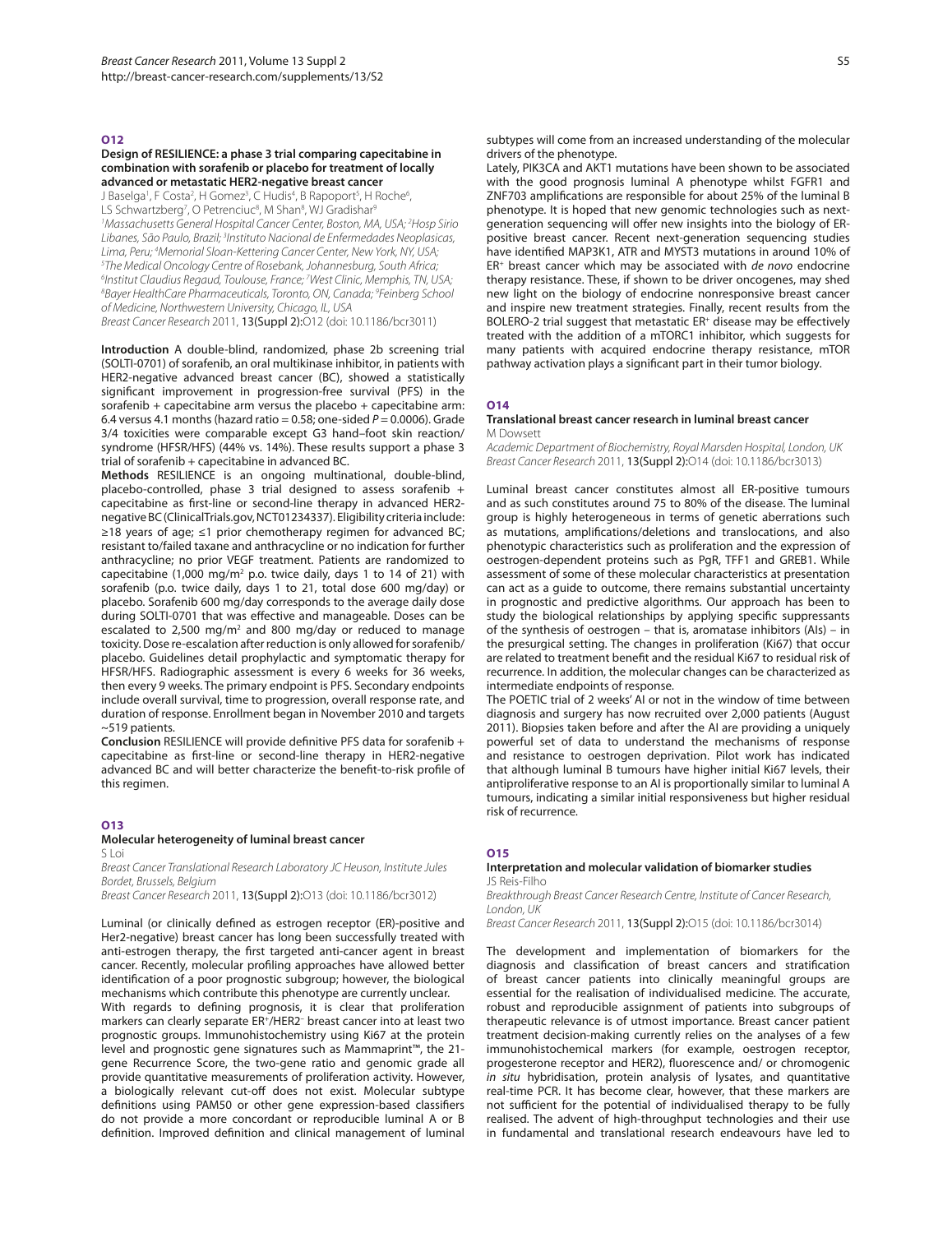## O12

### Design of RESILIENCE: a phase 3 trial comparing capecitabine in combination with sorafenib or placebo for treatment of locally advanced or metastatic HER2-negative breast cancer

J Baselga[1], F Costa[2], H Gomez[3], C Hudis[4], B Rapoport[5], H Roche[6], LS Schwartzberg[7], O Petrenciuc[8], M Shan[8], WJ Gradishar[9]

[1]*Massachusetts General Hospital Cancer Center, Boston, MA, USA;* [2]*Hosp Sirio Libanes, São Paulo, Brazil;* [3]*Instituto Nacional de Enfermedades Neoplasicas, Lima, Peru;* [4]*Memorial Sloan-Kettering Cancer Center, New York, NY, USA;* [5]*The Medical Oncology Centre of Rosebank, Johannesburg, South Africa;* [6]*Institut Claudius Regaud, Toulouse, France;* [7]*West Clinic, Memphis, TN, USA;* [8]*Bayer HealthCare Pharmaceuticals, Toronto, ON, Canada;* [9]*Feinberg School of Medicine, Northwestern University, Chicago, IL, USA*

*Breast Cancer Research* 2011, **13(Suppl 2):**O12 (doi: 10.1186/bcr3011)

**Introduction** A double-blind, randomized, phase 2b screening trial (SOLTI-0701) of sorafenib, an oral multikinase inhibitor, in patients with HER2-negative advanced breast cancer (BC), showed a statistically significant improvement in progression-free survival (PFS) in the sorafenib + capecitabine arm versus the placebo + capecitabine arm: 6.4 versus 4.1 months (hazard ratio = 0.58; one-sided $P = 0.0006$). Grade 3/4 toxicities were comparable except G3 hand–foot skin reaction/syndrome (HFSR/HFS) (44% vs. 14%). These results support a phase 3 trial of sorafenib + capecitabine in advanced BC.

**Methods** RESILIENCE is an ongoing multinational, double-blind, placebo-controlled, phase 3 trial designed to assess sorafenib + capecitabine as first-line or second-line therapy in advanced HER2-negative BC (ClinicalTrials.gov, NCT01234337). Eligibility criteria include: ≥18 years of age; ≤1 prior chemotherapy regimen for advanced BC; resistant to/failed taxane and anthracycline or no indication for further anthracycline; no prior VEGF treatment. Patients are randomized to capecitabine (1,000 mg/m$^2$ p.o. twice daily, days 1 to 14 of 21) with sorafenib (p.o. twice daily, days 1 to 21, total dose 600 mg/day) or placebo. Sorafenib 600 mg/day corresponds to the average daily dose during SOLTI-0701 that was effective and manageable. Doses can be escalated to 2,500 mg/m$^2$ and 800 mg/day or reduced to manage toxicity. Dose re-escalation after reduction is only allowed for sorafenib/placebo. Guidelines detail prophylactic and symptomatic therapy for HFSR/HFS. Radiographic assessment is every 6 weeks for 36 weeks, then every 9 weeks. The primary endpoint is PFS. Secondary endpoints include overall survival, time to progression, overall response rate, and duration of response. Enrollment began in November 2010 and targets ~519 patients.

**Conclusion** RESILIENCE will provide definitive PFS data for sorafenib + capecitabine as first-line or second-line therapy in HER2-negative advanced BC and will better characterize the benefit-to-risk profile of this regimen.

## O13

### Molecular heterogeneity of luminal breast cancer

S Loi

*Breast Cancer Translational Research Laboratory JC Heuson, Institute Jules Bordet, Brussels, Belgium*

*Breast Cancer Research* 2011, **13(Suppl 2):**O13 (doi: 10.1186/bcr3012)

Luminal (or clinically defined as estrogen receptor (ER)-positive and Her2-negative) breast cancer has long been successfully treated with anti-estrogen therapy, the first targeted anti-cancer agent in breast cancer. Recently, molecular profiling approaches have allowed better identification of a poor prognostic subgroup; however, the biological mechanisms which contribute this phenotype are currently unclear.

With regards to defining prognosis, it is clear that proliferation markers can clearly separate ER$^+$/HER2$^-$ breast cancer into at least two prognostic groups. Immunohistochemistry using Ki67 at the protein level and prognostic gene signatures such as Mammaprint™, the 21-gene Recurrence Score, the two-gene ratio and genomic grade all provide quantitative measurements of proliferation activity. However, a biologically relevant cut-off does not exist. Molecular subtype definitions using PAM50 or other gene expression-based classifiers do not provide a more concordant or reproducible luminal A or B definition. Improved definition and clinical management of luminal subtypes will come from an increased understanding of the molecular drivers of the phenotype.

Lately, PIK3CA and AKT1 mutations have been shown to be associated with the good prognosis luminal A phenotype whilst FGFR1 and ZNF703 amplifications are responsible for about 25% of the luminal B phenotype. It is hoped that new genomic technologies such as next-generation sequencing will offer new insights into the biology of ER-positive breast cancer. Recent next-generation sequencing studies have identified MAP3K1, ATR and MYST3 mutations in around 10% of ER$^+$ breast cancer which may be associated with *de novo* endocrine therapy resistance. These, if shown to be driver oncogenes, may shed new light on the biology of endocrine nonresponsive breast cancer and inspire new treatment strategies. Finally, recent results from the BOLERO-2 trial suggest that metastatic ER$^+$ disease may be effectively treated with the addition of a mTORC1 inhibitor, which suggests for many patients with acquired endocrine therapy resistance, mTOR pathway activation plays a significant part in their tumor biology.

## O14

### Translational breast cancer research in luminal breast cancer

M Dowsett

*Academic Department of Biochemistry, Royal Marsden Hospital, London, UK*

*Breast Cancer Research* 2011, **13(Suppl 2):**O14 (doi: 10.1186/bcr3013)

Luminal breast cancer constitutes almost all ER-positive tumours and as such constitutes around 75 to 80% of the disease. The luminal group is highly heterogeneous in terms of genetic aberrations such as mutations, amplifications/deletions and translocations, and also phenotypic characteristics such as proliferation and the expression of oestrogen-dependent proteins such as PgR, TFF1 and GREB1. While assessment of some of these molecular characteristics at presentation can act as a guide to outcome, there remains substantial uncertainty in prognostic and predictive algorithms. Our approach has been to study the biological relationships by applying specific suppressants of the synthesis of oestrogen – that is, aromatase inhibitors (AIs) – in the presurgical setting. The changes in proliferation (Ki67) that occur are related to treatment benefit and the residual Ki67 to residual risk of recurrence. In addition, the molecular changes can be characterized as intermediate endpoints of response.

The POETIC trial of 2 weeks' AI or not in the window of time between diagnosis and surgery has now recruited over 2,000 patients (August 2011). Biopsies taken before and after the AI are providing a uniquely powerful set of data to understand the mechanisms of response and resistance to oestrogen deprivation. Pilot work has indicated that although luminal B tumours have higher initial Ki67 levels, their antiproliferative response to an AI is proportionally similar to luminal A tumours, indicating a similar initial responsiveness but higher residual risk of recurrence.

## O15

### Interpretation and molecular validation of biomarker studies

JS Reis-Filho

*Breakthrough Breast Cancer Research Centre, Institute of Cancer Research, London, UK*

*Breast Cancer Research* 2011, **13(Suppl 2):**O15 (doi: 10.1186/bcr3014)

The development and implementation of biomarkers for the diagnosis and classification of breast cancers and stratification of breast cancer patients into clinically meaningful groups are essential for the realisation of individualised medicine. The accurate, robust and reproducible assignment of patients into subgroups of therapeutic relevance is of utmost importance. Breast cancer patient treatment decision-making currently relies on the analyses of a few immunohistochemical markers (for example, oestrogen receptor, progesterone receptor and HER2), fluorescence and/or chromogenic *in situ* hybridisation, protein analysis of lysates, and quantitative real-time PCR. It has become clear, however, that these markers are not sufficient for the potential of individualised therapy to be fully realised. The advent of high-throughput technologies and their use in fundamental and translational research endeavours have led to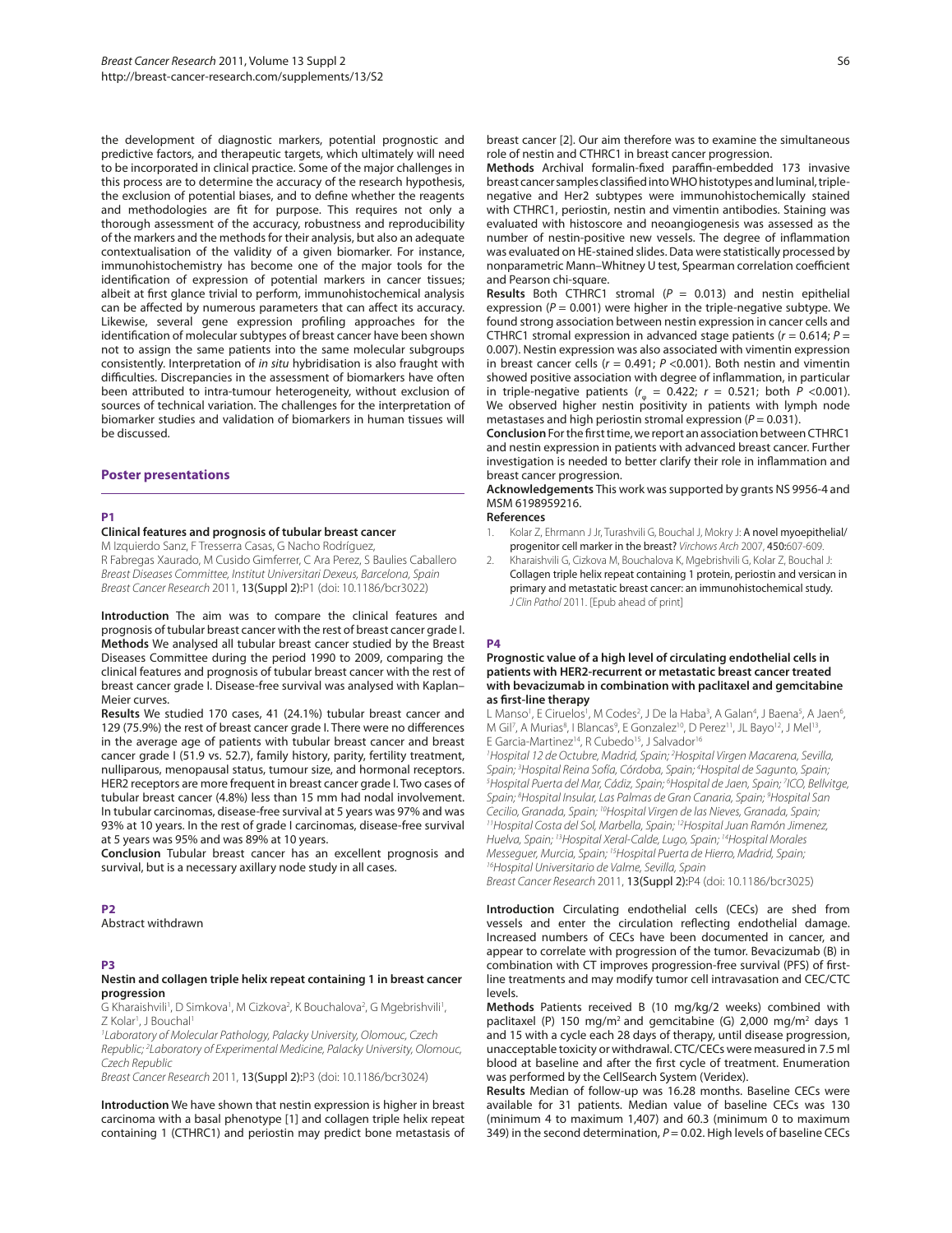the development of diagnostic markers, potential prognostic and predictive factors, and therapeutic targets, which ultimately will need to be incorporated in clinical practice. Some of the major challenges in this process are to determine the accuracy of the research hypothesis, the exclusion of potential biases, and to define whether the reagents and methodologies are fit for purpose. This requires not only a thorough assessment of the accuracy, robustness and reproducibility of the markers and the methods for their analysis, but also an adequate contextualisation of the validity of a given biomarker. For instance, immunohistochemistry has become one of the major tools for the identification of expression of potential markers in cancer tissues; albeit at first glance trivial to perform, immunohistochemical analysis can be affected by numerous parameters that can affect its accuracy. Likewise, several gene expression profiling approaches for the identification of molecular subtypes of breast cancer have been shown not to assign the same patients into the same molecular subgroups consistently. Interpretation of *in situ* hybridisation is also fraught with difficulties. Discrepancies in the assessment of biomarkers have often been attributed to intra-tumour heterogeneity, without exclusion of sources of technical variation. The challenges for the interpretation of biomarker studies and validation of biomarkers in human tissues will be discussed.

## Poster presentations

### P1

**Clinical features and prognosis of tubular breast cancer**

M Izquierdo Sanz, F Tresserra Casas, G Nacho Rodríguez, R Fabregas Xaurado, M Cusido Gimferrer, C Ara Perez, S Baulies Caballero

*Breast Diseases Committee, Institut Universitari Dexeus, Barcelona, Spain*

*Breast Cancer Research* 2011, **13(Suppl 2):**P1 (doi: 10.1186/bcr3022)

**Introduction** The aim was to compare the clinical features and prognosis of tubular breast cancer with the rest of breast cancer grade I.

**Methods** We analysed all tubular breast cancer studied by the Breast Diseases Committee during the period 1990 to 2009, comparing the clinical features and prognosis of tubular breast cancer with the rest of breast cancer grade I. Disease-free survival was analysed with Kaplan–Meier curves.

**Results** We studied 170 cases, 41 (24.1%) tubular breast cancer and 129 (75.9%) the rest of breast cancer grade I. There were no differences in the average age of patients with tubular breast cancer and breast cancer grade I (51.9 vs. 52.7), family history, parity, fertility treatment, nulliparous, menopausal status, tumour size, and hormonal receptors. HER2 receptors are more frequent in breast cancer grade I. Two cases of tubular breast cancer (4.8%) less than 15 mm had nodal involvement. In tubular carcinomas, disease-free survival at 5 years was 97% and was 93% at 10 years. In the rest of grade I carcinomas, disease-free survival at 5 years was 95% and was 89% at 10 years.

**Conclusion** Tubular breast cancer has an excellent prognosis and survival, but is a necessary axillary node study in all cases.

### P2

Abstract withdrawn

### P3

**Nestin and collagen triple helix repeat containing 1 in breast cancer progression**

G Kharaishvili[1], D Simkova[1], M Cizkova[2], K Bouchalova[2], G Mgebrishvili[1], Z Kolar[1], J Bouchal[1]

[1]*Laboratory of Molecular Pathology, Palacky University, Olomouc, Czech Republic;* [2]*Laboratory of Experimental Medicine, Palacky University, Olomouc, Czech Republic*

*Breast Cancer Research* 2011, **13(Suppl 2):**P3 (doi: 10.1186/bcr3024)

**Introduction** We have shown that nestin expression is higher in breast carcinoma with a basal phenotype [1] and collagen triple helix repeat containing 1 (CTHRC1) and periostin may predict bone metastasis of breast cancer [2]. Our aim therefore was to examine the simultaneous role of nestin and CTHRC1 in breast cancer progression.

**Methods** Archival formalin-fixed paraffin-embedded 173 invasive breast cancer samples classified into WHO histotypes and luminal, triple-negative and Her2 subtypes were immunohistochemically stained with CTHRC1, periostin, nestin and vimentin antibodies. Staining was evaluated with histoscore and neoangiogenesis was assessed as the number of nestin-positive new vessels. The degree of inflammation was evaluated on HE-stained slides. Data were statistically processed by nonparametric Mann–Whitney U test, Spearman correlation coefficient and Pearson chi-square.

**Results** Both CTHRC1 stromal ($P$ = 0.013) and nestin epithelial expression ($P$ = 0.001) were higher in the triple-negative subtype. We found strong association between nestin expression in cancer cells and CTHRC1 stromal expression in advanced stage patients ($r$ = 0.614; $P$ = 0.007). Nestin expression was also associated with vimentin expression in breast cancer cells ($r$ = 0.491; $P$ <0.001). Both nestin and vimentin showed positive association with degree of inflammation, in particular in triple-negative patients ($r_\varphi$ = 0.422; $r$ = 0.521; both $P$ <0.001). We observed higher nestin positivity in patients with lymph node metastases and high periostin stromal expression ($P$ = 0.031).

**Conclusion** For the first time, we report an association between CTHRC1 and nestin expression in patients with advanced breast cancer. Further investigation is needed to better clarify their role in inflammation and breast cancer progression.

**Acknowledgements** This work was supported by grants NS 9956-4 and MSM 6198959216.

**References**

1. Kolar Z, Ehrmann J Jr, Turashvili G, Bouchal J, Mokry J: A novel myoepithelial/progenitor cell marker in the breast? *Virchows Arch* 2007, **450:**607-609.
2. Kharaishvili G, Cizkova M, Bouchalova K, Mgebrishvili G, Kolar Z, Bouchal J: Collagen triple helix repeat containing 1 protein, periostin and versican in primary and metastatic breast cancer: an immunohistochemical study. *J Clin Pathol* 2011. [Epub ahead of print]

### P4

**Prognostic value of a high level of circulating endothelial cells in patients with HER2-recurrent or metastatic breast cancer treated with bevacizumab in combination with paclitaxel and gemcitabine as first-line therapy**

L Manso[1], E Ciruelos[1], M Codes[2], J De la Haba[3], A Galan[4], J Baena[5], A Jaen[6], M Gil[7], A Murias[8], I Blancas[9], E Gonzalez[10], D Perez[11], JL Bayo[12], J Mel[13], E Garcia-Martinez[14], R Cubedo[15], J Salvador[16]

[1]*Hospital 12 de Octubre, Madrid, Spain;* [2]*Hospital Virgen Macarena, Sevilla, Spain;* [3]*Hospital Reina Sofía, Córdoba, Spain;* [4]*Hospital de Sagunto, Spain;* [5]*Hospital Puerta del Mar, Cádiz, Spain;* [6]*Hospital de Jaen, Spain;* [7]*ICO, Bellvitge, Spain;* [8]*Hospital Insular, Las Palmas de Gran Canaria, Spain;* [9]*Hospital San Cecilio, Granada, Spain;* [10]*Hospital Virgen de las Nieves, Granada, Spain;* [11]*Hospital Costa del Sol, Marbella, Spain;* [12]*Hospital Juan Ramón Jimenez, Huelva, Spain;* [13]*Hospital Xeral-Calde, Lugo, Spain;* [14]*Hospital Morales Messeguer, Murcia, Spain;* [15]*Hospital Puerta de Hierro, Madrid, Spain;* [16]*Hospital Universitario de Valme, Sevilla, Spain*

*Breast Cancer Research* 2011, **13(Suppl 2):**P4 (doi: 10.1186/bcr3025)

**Introduction** Circulating endothelial cells (CECs) are shed from vessels and enter the circulation reflecting endothelial damage. Increased numbers of CECs have been documented in cancer, and appear to correlate with progression of the tumor. Bevacizumab (B) in combination with CT improves progression-free survival (PFS) of first-line treatments and may modify tumor cell intravasation and CEC/CTC levels.

**Methods** Patients received B (10 mg/kg/2 weeks) combined with paclitaxel (P) 150 mg/m$^2$ and gemcitabine (G) 2,000 mg/m$^2$ days 1 and 15 with a cycle each 28 days of therapy, until disease progression, unacceptable toxicity or withdrawal. CTC/CECs were measured in 7.5 ml blood at baseline and after the first cycle of treatment. Enumeration was performed by the CellSearch System (Veridex).

**Results** Median of follow-up was 16.28 months. Baseline CECs were available for 31 patients. Median value of baseline CECs was 130 (minimum 4 to maximum 1,407) and 60.3 (minimum 0 to maximum 349) in the second determination, $P$ = 0.02. High levels of baseline CECs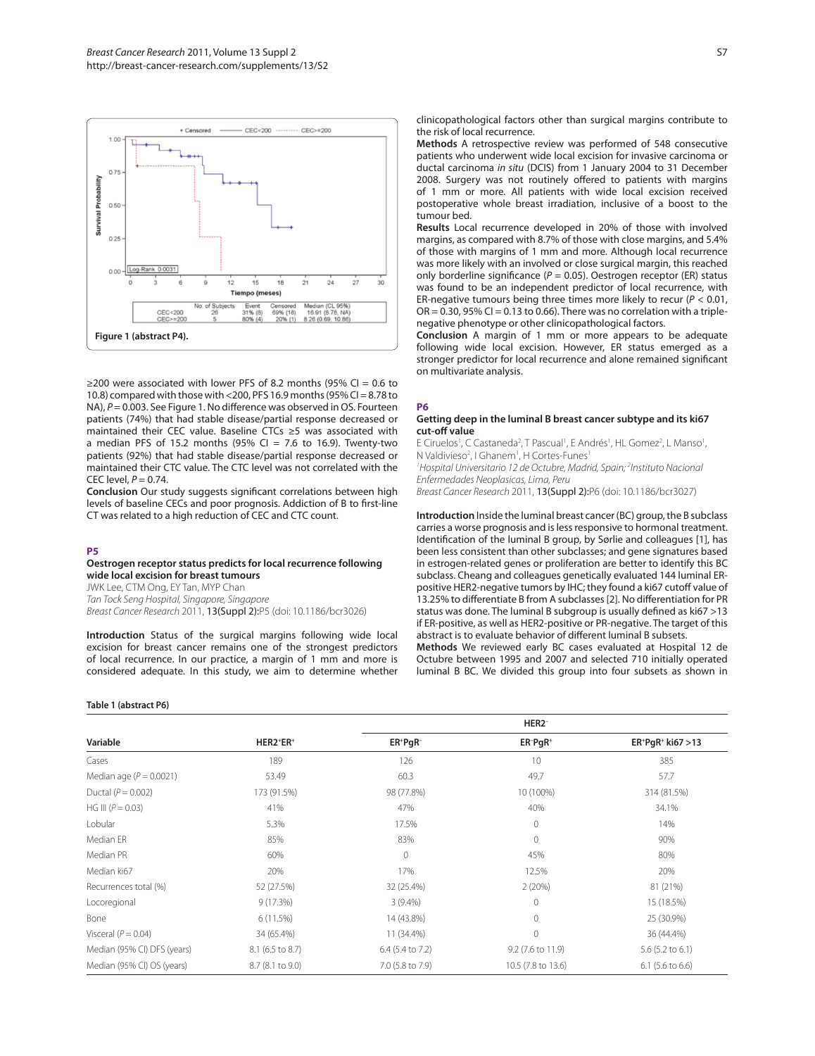Figure 1 (abstract P4).

≥200 were associated with lower PFS of 8.2 months (95% CI = 0.6 to 10.8) compared with those with <200, PFS 16.9 months (95% CI = 8.78 to NA), $P = 0.003$. See Figure 1. No difference was observed in OS. Fourteen patients (74%) that had stable disease/partial response decreased or maintained their CEC value. Baseline CTCs ≥5 was associated with a median PFS of 15.2 months (95% CI = 7.6 to 16.9). Twenty-two patients (92%) that had stable disease/partial response decreased or maintained their CTC value. The CTC level was not correlated with the CEC level, $P = 0.74$.

**Conclusion** Our study suggests significant correlations between high levels of baseline CECs and poor prognosis. Addiction of B to first-line CT was related to a high reduction of CEC and CTC count.

## P5

### Oestrogen receptor status predicts for local recurrence following wide local excision for breast tumours

JWK Lee, CTM Ong, EY Tan, MYP Chan

*Tan Tock Seng Hospital, Singapore, Singapore*

*Breast Cancer Research* 2011, **13(Suppl 2):**P5 (doi: 10.1186/bcr3026)

**Introduction** Status of the surgical margins following wide local excision for breast cancer remains one of the strongest predictors of local recurrence. In our practice, a margin of 1 mm and more is considered adequate. In this study, we aim to determine whether clinicopathological factors other than surgical margins contribute to the risk of local recurrence.

**Methods** A retrospective review was performed of 548 consecutive patients who underwent wide local excision for invasive carcinoma or ductal carcinoma *in situ* (DCIS) from 1 January 2004 to 31 December 2008. Surgery was not routinely offered to patients with margins of 1 mm or more. All patients with wide local excision received postoperative whole breast irradiation, inclusive of a boost to the tumour bed.

**Results** Local recurrence developed in 20% of those with involved margins, as compared with 8.7% of those with close margins, and 5.4% of those with margins of 1 mm and more. Although local recurrence was more likely with an involved or close surgical margin, this reached only borderline significance ($P = 0.05$). Oestrogen receptor (ER) status was found to be an independent predictor of local recurrence, with ER-negative tumours being three times more likely to recur ($P < 0.01$, OR = 0.30, 95% CI = 0.13 to 0.66). There was no correlation with a triple-negative phenotype or other clinicopathological factors.

**Conclusion** A margin of 1 mm or more appears to be adequate following wide local excision. However, ER status emerged as a stronger predictor for local recurrence and alone remained significant on multivariate analysis.

## P6

### Getting deep in the luminal B breast cancer subtype and its ki67 cut-off value

E Ciruelos[1], C Castaneda[2], T Pascual[1], E Andrés[1], HL Gomez[2], L Manso[1], N Valdivieso[2], I Ghanem[1], H Cortes-Funes[1]

[1]*Hospital Universitario 12 de Octubre, Madrid, Spain;* [2]*Instituto Nacional Enfermedades Neoplasicas, Lima, Peru*

*Breast Cancer Research* 2011, **13(Suppl 2):**P6 (doi: 10.1186/bcr3027)

**Introduction** Inside the luminal breast cancer (BC) group, the B subclass carries a worse prognosis and is less responsive to hormonal treatment. Identification of the luminal B group, by Sørlie and colleagues [1], has been less consistent than other subclasses; and gene signatures based in estrogen-related genes or proliferation are better to identify this BC subclass. Cheang and colleagues genetically evaluated 144 luminal ER-positive HER2-negative tumors by IHC; they found a ki67 cutoff value of 13.25% to differentiate B from A subclasses [2]. No differentiation for PR status was done. The luminal B subgroup is usually defined as ki67 >13 if ER-positive, as well as HER2-positive or PR-negative. The target of this abstract is to evaluate behavior of different luminal B subsets.

**Methods** We reviewed early BC cases evaluated at Hospital 12 de Octubre between 1995 and 2007 and selected 710 initially operated luminal B BC. We divided this group into four subsets as shown in

Table 1 (abstract P6)

| Variable | HER2+ER+ | HER2− | | |
|---|---|---|---|---|
| | | ER+PgR− | ER−PgR+ | ER+PgR+ ki67 >13 |
| Cases | 189 | 126 | 10 | 385 |
| Median age ($P = 0.0021$) | 53.49 | 60.3 | 49.7 | 57.7 |
| Ductal ($P = 0.002$) | 173 (91.5%) | 98 (77.8%) | 10 (100%) | 314 (81.5%) |
| HG III ($P = 0.03$) | 41% | 47% | 40% | 34.1% |
| Lobular | 5.3% | 17.5% | 0 | 14% |
| Median ER | 85% | 83% | 0 | 90% |
| Median PR | 60% | 0 | 45% | 80% |
| Median ki67 | 20% | 17% | 12.5% | 20% |
| Recurrences total (%) | 52 (27.5%) | 32 (25.4%) | 2 (20%) | 81 (21%) |
| Locoregional | 9 (17.3%) | 3 (9.4%) | 0 | 15 (18.5%) |
| Bone | 6 (11.5%) | 14 (43.8%) | 0 | 25 (30.9%) |
| Visceral ($P = 0.04$) | 34 (65.4%) | 11 (34.4%) | 0 | 36 (44.4%) |
| Median (95% CI) DFS (years) | 8.1 (6.5 to 8.7) | 6.4 (5.4 to 7.2) | 9.2 (7.6 to 11.9) | 5.6 (5.2 to 6.1) |
| Median (95% CI) OS (years) | 8.7 (8.1 to 9.0) | 7.0 (5.8 to 7.9) | 10.5 (7.8 to 13.6) | 6.1 (5.6 to 6.6) |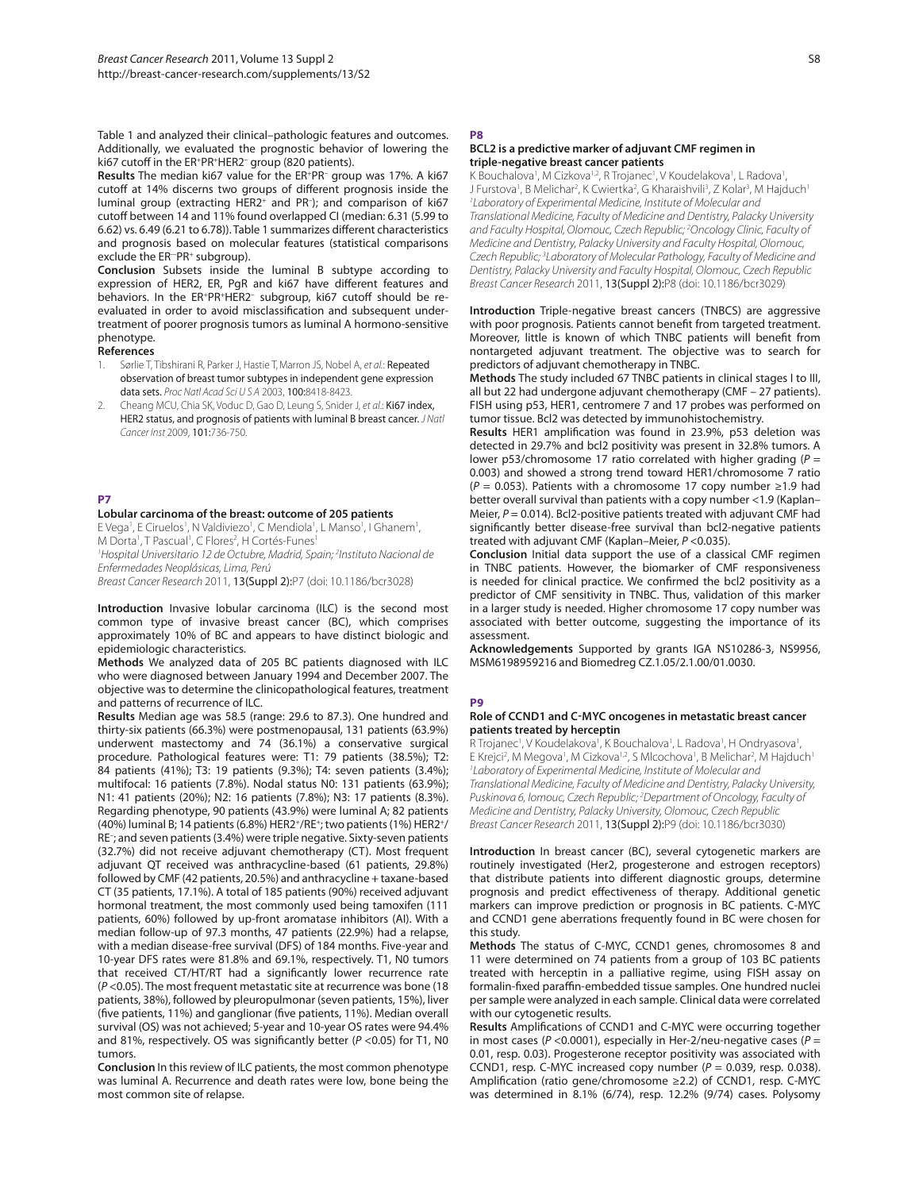Table 1 and analyzed their clinical–pathologic features and outcomes. Additionally, we evaluated the prognostic behavior of lowering the ki67 cutoff in the ER+PR+HER2− group (820 patients).

**Results** The median ki67 value for the ER+PR− group was 17%. A ki67 cutoff at 14% discerns two groups of different prognosis inside the luminal group (extracting HER2+ and PR−); and comparison of ki67 cutoff between 14 and 11% found overlapped CI (median: 6.31 (5.99 to 6.62) vs. 6.49 (6.21 to 6.78)). Table 1 summarizes different characteristics and prognosis based on molecular features (statistical comparisons exclude the ER−PR+ subgroup).

**Conclusion** Subsets inside the luminal B subtype according to expression of HER2, ER, PgR and ki67 have different features and behaviors. In the ER+PR+HER2− subgroup, ki67 cutoff should be re-evaluated in order to avoid misclassification and subsequent under-treatment of poorer prognosis tumors as luminal A hormono-sensitive phenotype.

**References**

1. Sørlie T, Tibshirani R, Parker J, Hastie T, Marron JS, Nobel A, *et al.*: Repeated observation of breast tumor subtypes in independent gene expression data sets. *Proc Natl Acad Sci U S A* 2003, **100:**8418-8423.
2. Cheang MCU, Chia SK, Voduc D, Gao D, Leung S, Snider J, *et al.*: Ki67 index, HER2 status, and prognosis of patients with luminal B breast cancer. *J Natl Cancer Inst* 2009, **101:**736-750.

## P7

### Lobular carcinoma of the breast: outcome of 205 patients

E Vega[1], E Ciruelos[1], N Valdiviezo[1], C Mendiola[1], L Manso[1], I Ghanem[1], M Dorta[1], T Pascual[1], C Flores[2], H Cortés-Funes[1]

[1]*Hospital Universitario 12 de Octubre, Madrid, Spain;* [2]*Instituto Nacional de Enfermedades Neoplásicas, Lima, Perú*

*Breast Cancer Research* 2011, **13(Suppl 2):**P7 (doi: 10.1186/bcr3028)

**Introduction** Invasive lobular carcinoma (ILC) is the second most common type of invasive breast cancer (BC), which comprises approximately 10% of BC and appears to have distinct biologic and epidemiologic characteristics.

**Methods** We analyzed data of 205 BC patients diagnosed with ILC who were diagnosed between January 1994 and December 2007. The objective was to determine the clinicopathological features, treatment and patterns of recurrence of ILC.

**Results** Median age was 58.5 (range: 29.6 to 87.3). One hundred and thirty-six patients (66.3%) were postmenopausal, 131 patients (63.9%) underwent mastectomy and 74 (36.1%) a conservative surgical procedure. Pathological features were: T1: 79 patients (38.5%); T2: 84 patients (41%); T3: 19 patients (9.3%); T4: seven patients (3.4%); multifocal: 16 patients (7.8%). Nodal status N0: 131 patients (63.9%); N1: 41 patients (20%); N2: 16 patients (7.8%); N3: 17 patients (8.3%). Regarding phenotype, 90 patients (43.9%) were luminal A; 82 patients (40%) luminal B; 14 patients (6.8%) HER2+/RE+; two patients (1%) HER2+/RE−; and seven patients (3.4%) were triple negative. Sixty-seven patients (32.7%) did not receive adjuvant chemotherapy (CT). Most frequent adjuvant QT received was anthracycline-based (61 patients, 29.8%) followed by CMF (42 patients, 20.5%) and anthracycline + taxane-based CT (35 patients, 17.1%). A total of 185 patients (90%) received adjuvant hormonal treatment, the most commonly used being tamoxifen (111 patients, 60%) followed by up-front aromatase inhibitors (AI). With a median follow-up of 97.3 months, 47 patients (22.9%) had a relapse, with a median disease-free survival (DFS) of 184 months. Five-year and 10-year DFS rates were 81.8% and 69.1%, respectively. T1, N0 tumors that received CT/HT/RT had a significantly lower recurrence rate ($P$ <0.05). The most frequent metastatic site at recurrence was bone (18 patients, 38%), followed by pleuropulmonar (seven patients, 15%), liver (five patients, 11%) and ganglionar (five patients, 11%). Median overall survival (OS) was not achieved; 5-year and 10-year OS rates were 94.4% and 81%, respectively. OS was significantly better ($P$ <0.05) for T1, N0 tumors.

**Conclusion** In this review of ILC patients, the most common phenotype was luminal A. Recurrence and death rates were low, bone being the most common site of relapse.

## P8

### BCL2 is a predictive marker of adjuvant CMF regimen in triple-negative breast cancer patients

K Bouchalova[1], M Cizkova[1,2], R Trojanec[1], V Koudelakova[1], L Radova[1], J Furstova[1], B Melichar[2], K Cwiertka[2], G Kharaishvili[3], Z Kolar[3], M Hajduch[1]

[1]*Laboratory of Experimental Medicine, Institute of Molecular and Translational Medicine, Faculty of Medicine and Dentistry, Palacky University and Faculty Hospital, Olomouc, Czech Republic;* [2]*Oncology Clinic, Faculty of Medicine and Dentistry, Palacky University and Faculty Hospital, Olomouc, Czech Republic;* [3]*Laboratory of Molecular Pathology, Faculty of Medicine and Dentistry, Palacky University and Faculty Hospital, Olomouc, Czech Republic*

*Breast Cancer Research* 2011, **13(Suppl 2):**P8 (doi: 10.1186/bcr3029)

**Introduction** Triple-negative breast cancers (TNBCS) are aggressive with poor prognosis. Patients cannot benefit from targeted treatment. Moreover, little is known of which TNBC patients will benefit from nontargeted adjuvant treatment. The objective was to search for predictors of adjuvant chemotherapy in TNBC.

**Methods** The study included 67 TNBC patients in clinical stages I to III, all but 22 had undergone adjuvant chemotherapy (CMF – 27 patients). FISH using p53, HER1, centromere 7 and 17 probes was performed on tumor tissue. Bcl2 was detected by immunohistochemistry.

**Results** HER1 amplification was found in 23.9%, p53 deletion was detected in 29.7% and bcl2 positivity was present in 32.8% tumors. A lower p53/chromosome 17 ratio correlated with higher grading ($P$ = 0.003) and showed a strong trend toward HER1/chromosome 7 ratio ($P$ = 0.053). Patients with a chromosome 17 copy number ≥1.9 had better overall survival than patients with a copy number <1.9 (Kaplan–Meier, $P$ = 0.014). Bcl2-positive patients treated with adjuvant CMF had significantly better disease-free survival than bcl2-negative patients treated with adjuvant CMF (Kaplan–Meier, $P$ <0.035).

**Conclusion** Initial data support the use of a classical CMF regimen in TNBC patients. However, the biomarker of CMF responsiveness is needed for clinical practice. We confirmed the bcl2 positivity as a predictor of CMF sensitivity in TNBC. Thus, validation of this marker in a larger study is needed. Higher chromosome 17 copy number was associated with better outcome, suggesting the importance of its assessment.

**Acknowledgements** Supported by grants IGA NS10286-3, NS9956, MSM6198959216 and Biomedreg CZ.1.05/2.1.00/01.0030.

## P9

### Role of CCND1 and C-MYC oncogenes in metastatic breast cancer patients treated by herceptin

R Trojanec[1], V Koudelakova[1], K Bouchalova[1], L Radova[1], H Ondryasova[1], E Krejci[2], M Megova[1], M Cizkova[1,2], S Mlcochova[1], B Melichar[2], M Hajduch[1]

[1]*Laboratory of Experimental Medicine, Institute of Molecular and Translational Medicine, Faculty of Medicine and Dentistry, Palacky University, Puskinova 6, lomouc, Czech Republic;* [2]*Department of Oncology, Faculty of Medicine and Dentistry, Palacky University, Olomouc, Czech Republic*

*Breast Cancer Research* 2011, **13(Suppl 2):**P9 (doi: 10.1186/bcr3030)

**Introduction** In breast cancer (BC), several cytogenetic markers are routinely investigated (Her2, progesterone and estrogen receptors) that distribute patients into different diagnostic groups, determine prognosis and predict effectiveness of therapy. Additional genetic markers can improve prediction or prognosis in BC patients. C-MYC and CCND1 gene aberrations frequently found in BC were chosen for this study.

**Methods** The status of C-MYC, CCND1 genes, chromosomes 8 and 11 were determined on 74 patients from a group of 103 BC patients treated with herceptin in a palliative regime, using FISH assay on formalin-fixed paraffin-embedded tissue samples. One hundred nuclei per sample were analyzed in each sample. Clinical data were correlated with our cytogenetic results.

**Results** Amplifications of CCND1 and C-MYC were occurring together in most cases ($P$ <0.0001), especially in Her-2/neu-negative cases ($P$ = 0.01, resp. 0.03). Progesterone receptor positivity was associated with CCND1, resp. C-MYC increased copy number ($P$ = 0.039, resp. 0.038). Amplification (ratio gene/chromosome ≥2.2) of CCND1, resp. C-MYC was determined in 8.1% (6/74), resp. 12.2% (9/74) cases. Polysomy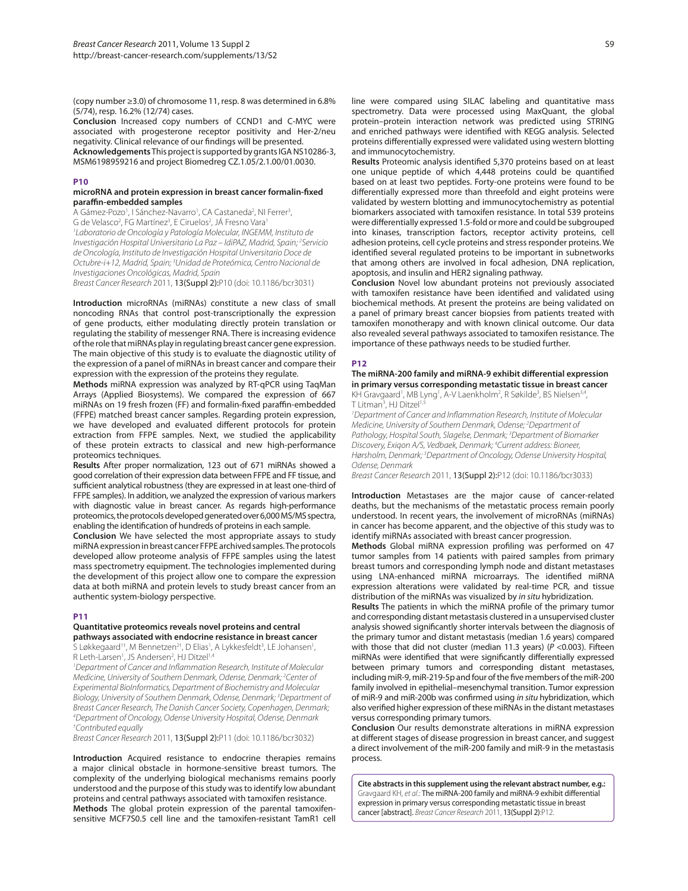(copy number ≥3.0) of chromosome 11, resp. 8 was determined in 6.8% (5/74), resp. 16.2% (12/74) cases.

**Conclusion** Increased copy numbers of CCND1 and C-MYC were associated with progesterone receptor positivity and Her-2/neu negativity. Clinical relevance of our findings will be presented.

**Acknowledgements** This project is supported by grants IGA NS10286-3, MSM6198959216 and project Biomedreg CZ.1.05/2.1.00/01.0030.

## P10

### microRNA and protein expression in breast cancer formalin-fixed paraffin-embedded samples

A Gámez-Pozo[1], I Sánchez-Navarro[1], CA Castaneda[2], NI Ferrer[3], G de Velasco[2], FG Martínez[3], E Ciruelos[2], JÁ Fresno Vara[1]

[1]Laboratorio de Oncología y Patología Molecular, INGEMM, Instituto de Investigación Hospital Universitario La Paz – IdiPAZ, Madrid, Spain; [2]Servicio de Oncología, Instituto de Investigación Hospital Universitario Doce de Octubre-i+12, Madrid, Spain; [3]Unidad de Proteómica, Centro Nacional de Investigaciones Oncológicas, Madrid, Spain

*Breast Cancer Research* 2011, **13(Suppl 2):**P10 (doi: 10.1186/bcr3031)

**Introduction** microRNAs (miRNAs) constitute a new class of small noncoding RNAs that control post-transcriptionally the expression of gene products, either modulating directly protein translation or regulating the stability of messenger RNA. There is increasing evidence of the role that miRNAs play in regulating breast cancer gene expression. The main objective of this study is to evaluate the diagnostic utility of the expression of a panel of miRNAs in breast cancer and compare their expression with the expression of the proteins they regulate.

**Methods** miRNA expression was analyzed by RT-qPCR using TaqMan Arrays (Applied Biosystems). We compared the expression of 667 miRNAs on 19 fresh frozen (FF) and formalin-fixed paraffin-embedded (FFPE) matched breast cancer samples. Regarding protein expression, we have developed and evaluated different protocols for protein extraction from FFPE samples. Next, we studied the applicability of these protein extracts to classical and new high-performance proteomics techniques.

**Results** After proper normalization, 123 out of 671 miRNAs showed a good correlation of their expression data between FFPE and FF tissue, and sufficient analytical robustness (they are expressed in at least one-third of FFPE samples). In addition, we analyzed the expression of various markers with diagnostic value in breast cancer. As regards high-performance proteomics, the protocols developed generated over 6,000 MS/MS spectra, enabling the identification of hundreds of proteins in each sample.

**Conclusion** We have selected the most appropriate assays to study miRNA expression in breast cancer FFPE archived samples. The protocols developed allow proteome analysis of FFPE samples using the latest mass spectrometry equipment. The technologies implemented during the development of this project allow one to compare the expression data at both miRNA and protein levels to study breast cancer from an authentic system-biology perspective.

## P11

### Quantitative proteomics reveals novel proteins and central pathways associated with endocrine resistance in breast cancer

S Løkkegaard[1†], M Bennetzen[2†], D Elias[1], A Lykkesfeldt[3], LE Johansen[1], R Leth-Larsen[1], JS Andersen[2], HJ Ditzel[1,4]

[1]Department of Cancer and Inflammation Research, Institute of Molecular Medicine, University of Southern Denmark, Odense, Denmark; [2]Center of Experimental BioInformatics, Department of Biochemistry and Molecular Biology, University of Southern Denmark, Odense, Denmark; [3]Department of Breast Cancer Research, The Danish Cancer Society, Copenhagen, Denmark; [4]Department of Oncology, Odense University Hospital, Odense, Denmark

†Contributed equally

*Breast Cancer Research* 2011, **13(Suppl 2):**P11 (doi: 10.1186/bcr3032)

**Introduction** Acquired resistance to endocrine therapies remains a major clinical obstacle in hormone-sensitive breast tumors. The complexity of the underlying biological mechanisms remains poorly understood and the purpose of this study was to identify low abundant proteins and central pathways associated with tamoxifen resistance.

**Methods** The global protein expression of the parental tamoxifen-sensitive MCF7S0.5 cell line and the tamoxifen-resistant TamR1 cell line were compared using SILAC labeling and quantitative mass spectrometry. Data were processed using MaxQuant, the global protein–protein interaction network was predicted using STRING and enriched pathways were identified with KEGG analysis. Selected proteins differentially expressed were validated using western blotting and immunocytochemistry.

**Results** Proteomic analysis identified 5,370 proteins based on at least one unique peptide of which 4,448 proteins could be quantified based on at least two peptides. Forty-one proteins were found to be differentially expressed more than threefold and eight proteins were validated by western blotting and immunocytochemistry as potential biomarkers associated with tamoxifen resistance. In total 539 proteins were differentially expressed 1.5-fold or more and could be subgrouped into kinases, transcription factors, receptor activity proteins, cell adhesion proteins, cell cycle proteins and stress responder proteins. We identified several regulated proteins to be important in subnetworks that among others are involved in focal adhesion, DNA replication, apoptosis, and insulin and HER2 signaling pathway.

**Conclusion** Novel low abundant proteins not previously associated with tamoxifen resistance have been identified and validated using biochemical methods. At present the proteins are being validated on a panel of primary breast cancer biopsies from patients treated with tamoxifen monotherapy and with known clinical outcome. Our data also revealed several pathways associated to tamoxifen resistance. The importance of these pathways needs to be studied further.

## P12

### The miRNA-200 family and miRNA-9 exhibit differential expression in primary versus corresponding metastatic tissue in breast cancer

KH Gravgaard[1], MB Lyng[1], A-V Laenkholm[2], R Søkilde[3], BS Nielsen[3,4], T Litman[3], HJ Ditzel[1,5]

[1]Department of Cancer and Inflammation Research, Institute of Molecular Medicine, University of Southern Denmark, Odense; [2]Department of Pathology, Hospital South, Slagelse, Denmark; [3]Department of Biomarker Discovery, Exiqon A/S, Vedbaek, Denmark; [4]Current address: Bioneer, Hørsholm, Denmark; [5]Department of Oncology, Odense University Hospital, Odense, Denmark

*Breast Cancer Research* 2011, **13(Suppl 2):**P12 (doi: 10.1186/bcr3033)

**Introduction** Metastases are the major cause of cancer-related deaths, but the mechanisms of the metastatic process remain poorly understood. In recent years, the involvement of microRNAs (miRNAs) in cancer has become apparent, and the objective of this study was to identify miRNAs associated with breast cancer progression.

**Methods** Global miRNA expression profiling was performed on 47 tumor samples from 14 patients with paired samples from primary breast tumors and corresponding lymph node and distant metastases using LNA-enhanced miRNA microarrays. The identified miRNA expression alterations were validated by real-time PCR, and tissue distribution of the miRNAs was visualized by *in situ* hybridization.

**Results** The patients in which the miRNA profile of the primary tumor and corresponding distant metastasis clustered in a unsupervised cluster analysis showed significantly shorter intervals between the diagnosis of the primary tumor and distant metastasis (median 1.6 years) compared with those that did not cluster (median 11.3 years) ($P$ <0.003). Fifteen miRNAs were identified that were significantly differentially expressed between primary tumors and corresponding distant metastases, including miR-9, miR-219-5p and four of the five members of the miR-200 family involved in epithelial–mesenchymal transition. Tumor expression of miR-9 and miR-200b was confirmed using *in situ* hybridization, which also verified higher expression of these miRNAs in the distant metastases versus corresponding primary tumors.

**Conclusion** Our results demonstrate alterations in miRNA expression at different stages of disease progression in breast cancer, and suggest a direct involvement of the miR-200 family and miR-9 in the metastasis process.

**Cite abstracts in this supplement using the relevant abstract number, e.g.:** Gravgaard KH, *et al.*: The miRNA-200 family and miRNA-9 exhibit differential expression in primary versus corresponding metastatic tissue in breast cancer [abstract]. *Breast Cancer Research* 2011, **13(Suppl 2)**:P12.